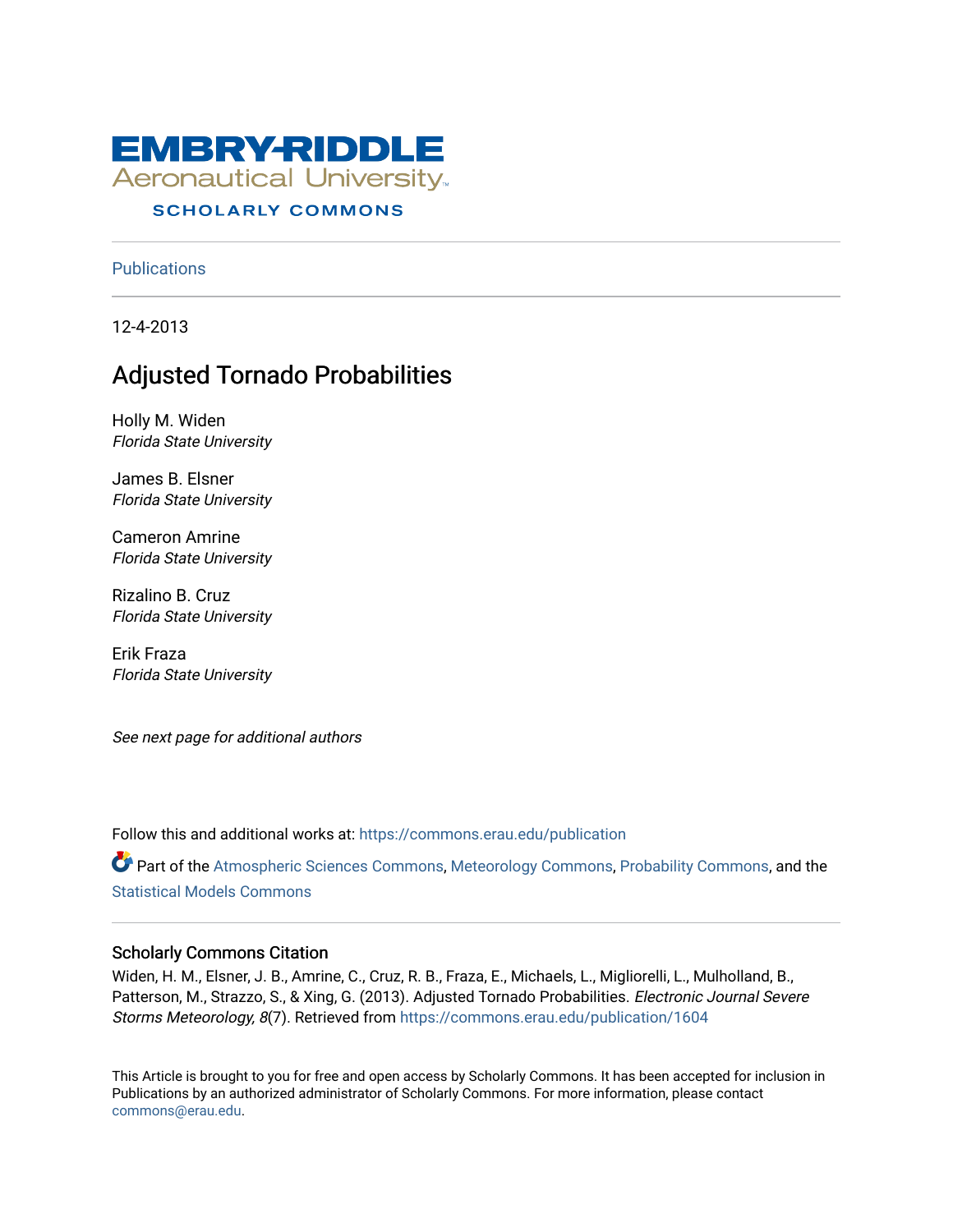EMBRY-RIDDLE
Aeronautical University
SCHOLARLY COMMONS

Publications

12-4-2013

# Adjusted Tornado Probabilities

Holly M. Widen
*Florida State University*

James B. Elsner
*Florida State University*

Cameron Amrine
*Florida State University*

Rizalino B. Cruz
*Florida State University*

Erik Fraza
*Florida State University*

*See next page for additional authors*

Follow this and additional works at: https://commons.erau.edu/publication

Part of the Atmospheric Sciences Commons, Meteorology Commons, Probability Commons, and the Statistical Models Commons

## Scholarly Commons Citation

Widen, H. M., Elsner, J. B., Amrine, C., Cruz, R. B., Fraza, E., Michaels, L., Migliorelli, L., Mulholland, B., Patterson, M., Strazzo, S., & Xing, G. (2013). Adjusted Tornado Probabilities. *Electronic Journal Severe Storms Meteorology, 8*(7). Retrieved from https://commons.erau.edu/publication/1604

This Article is brought to you for free and open access by Scholarly Commons. It has been accepted for inclusion in Publications by an authorized administrator of Scholarly Commons. For more information, please contact commons@erau.edu.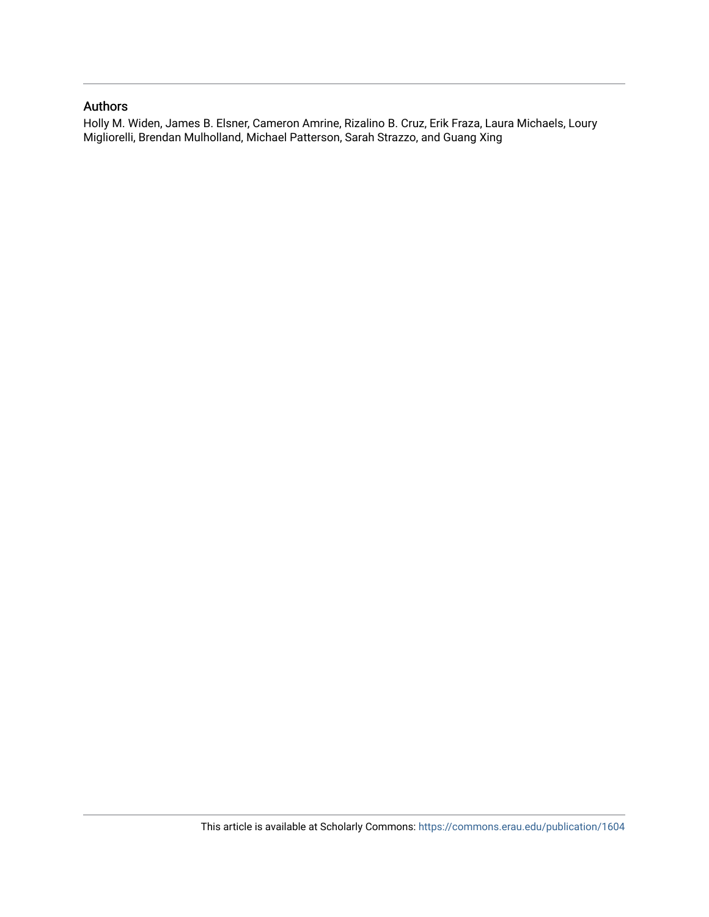## Authors

Holly M. Widen, James B. Elsner, Cameron Amrine, Rizalino B. Cruz, Erik Fraza, Laura Michaels, Loury Migliorelli, Brendan Mulholland, Michael Patterson, Sarah Strazzo, and Guang Xing

This article is available at Scholarly Commons: https://commons.erau.edu/publication/1604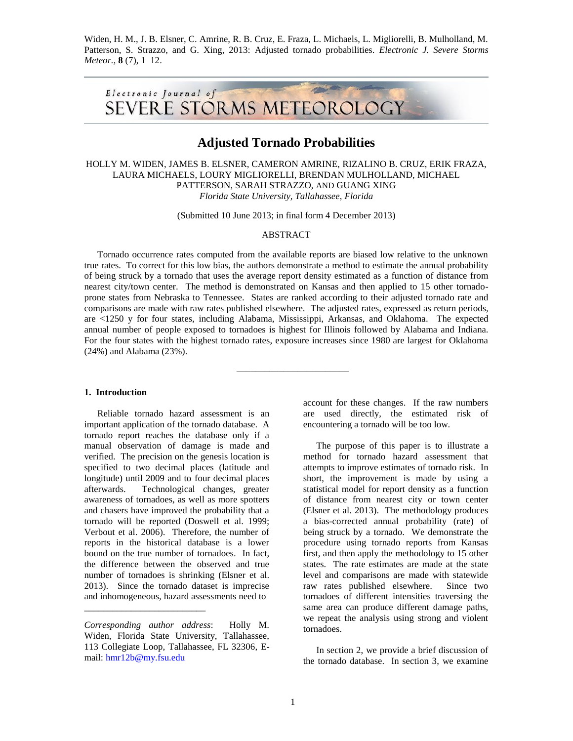Widen, H. M., J. B. Elsner, C. Amrine, R. B. Cruz, E. Fraza, L. Michaels, L. Migliorelli, B. Mulholland, M. Patterson, S. Strazzo, and G. Xing, 2013: Adjusted tornado probabilities. *Electronic J. Severe Storms Meteor.,* **8** (7), 1–12.

# Adjusted Tornado Probabilities

HOLLY M. WIDEN, JAMES B. ELSNER, CAMERON AMRINE, RIZALINO B. CRUZ, ERIK FRAZA, LAURA MICHAELS, LOURY MIGLIORELLI, BRENDAN MULHOLLAND, MICHAEL PATTERSON, SARAH STRAZZO, AND GUANG XING

*Florida State University, Tallahassee, Florida*

(Submitted 10 June 2013; in final form 4 December 2013)

## ABSTRACT

Tornado occurrence rates computed from the available reports are biased low relative to the unknown true rates. To correct for this low bias, the authors demonstrate a method to estimate the annual probability of being struck by a tornado that uses the average report density estimated as a function of distance from nearest city/town center. The method is demonstrated on Kansas and then applied to 15 other tornado-prone states from Nebraska to Tennessee. States are ranked according to their adjusted tornado rate and comparisons are made with raw rates published elsewhere. The adjusted rates, expressed as return periods, are <1250 y for four states, including Alabama, Mississippi, Arkansas, and Oklahoma. The expected annual number of people exposed to tornadoes is highest for Illinois followed by Alabama and Indiana. For the four states with the highest tornado rates, exposure increases since 1980 are largest for Oklahoma (24%) and Alabama (23%).

## 1. Introduction

Reliable tornado hazard assessment is an important application of the tornado database. A tornado report reaches the database only if a manual observation of damage is made and verified. The precision on the genesis location is specified to two decimal places (latitude and longitude) until 2009 and to four decimal places afterwards. Technological changes, greater awareness of tornadoes, as well as more spotters and chasers have improved the probability that a tornado will be reported (Doswell et al. 1999; Verbout et al. 2006). Therefore, the number of reports in the historical database is a lower bound on the true number of tornadoes. In fact, the difference between the observed and true number of tornadoes is shrinking (Elsner et al. 2013). Since the tornado dataset is imprecise and inhomogeneous, hazard assessments need to account for these changes. If the raw numbers are used directly, the estimated risk of encountering a tornado will be too low.

The purpose of this paper is to illustrate a method for tornado hazard assessment that attempts to improve estimates of tornado risk. In short, the improvement is made by using a statistical model for report density as a function of distance from nearest city or town center (Elsner et al. 2013). The methodology produces a bias-corrected annual probability (rate) of being struck by a tornado. We demonstrate the procedure using tornado reports from Kansas first, and then apply the methodology to 15 other states. The rate estimates are made at the state level and comparisons are made with statewide raw rates published elsewhere. Since two tornadoes of different intensities traversing the same area can produce different damage paths, we repeat the analysis using strong and violent tornadoes.

In section 2, we provide a brief discussion of the tornado database. In section 3, we examine

---

*Corresponding author address*: Holly M. Widen, Florida State University, Tallahassee, 113 Collegiate Loop, Tallahassee, FL 32306, E-mail: hmr12b@my.fsu.edu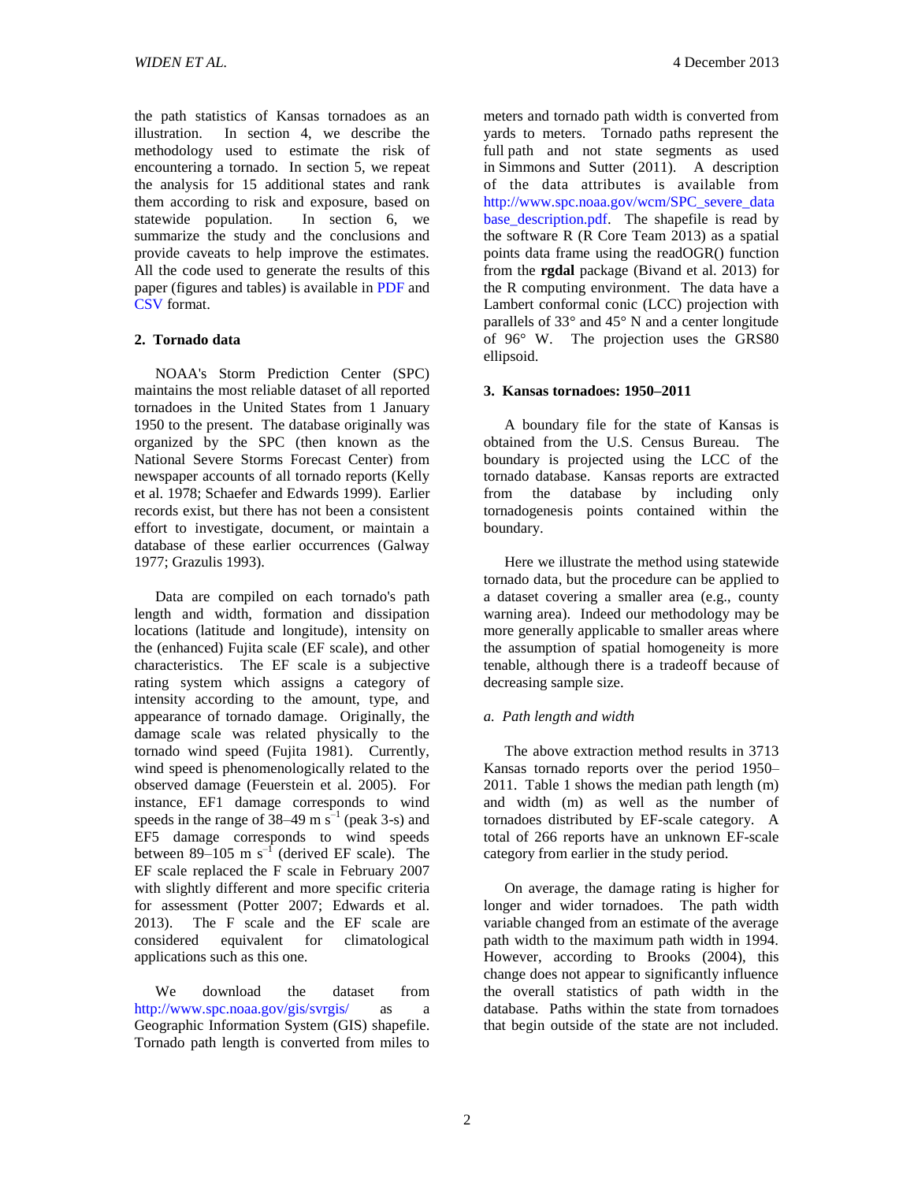the path statistics of Kansas tornadoes as an illustration. In section 4, we describe the methodology used to estimate the risk of encountering a tornado. In section 5, we repeat the analysis for 15 additional states and rank them according to risk and exposure, based on statewide population. In section 6, we summarize the study and the conclusions and provide caveats to help improve the estimates. All the code used to generate the results of this paper (figures and tables) is available in PDF and CSV format.

## 2. Tornado data

NOAA's Storm Prediction Center (SPC) maintains the most reliable dataset of all reported tornadoes in the United States from 1 January 1950 to the present. The database originally was organized by the SPC (then known as the National Severe Storms Forecast Center) from newspaper accounts of all tornado reports (Kelly et al. 1978; Schaefer and Edwards 1999). Earlier records exist, but there has not been a consistent effort to investigate, document, or maintain a database of these earlier occurrences (Galway 1977; Grazulis 1993).

Data are compiled on each tornado's path length and width, formation and dissipation locations (latitude and longitude), intensity on the (enhanced) Fujita scale (EF scale), and other characteristics. The EF scale is a subjective rating system which assigns a category of intensity according to the amount, type, and appearance of tornado damage. Originally, the damage scale was related physically to the tornado wind speed (Fujita 1981). Currently, wind speed is phenomenologically related to the observed damage (Feuerstein et al. 2005). For instance, EF1 damage corresponds to wind speeds in the range of 38–49 m $s^{-1}$ (peak 3-s) and EF5 damage corresponds to wind speeds between 89–105 m $s^{-1}$ (derived EF scale). The EF scale replaced the F scale in February 2007 with slightly different and more specific criteria for assessment (Potter 2007; Edwards et al. 2013). The F scale and the EF scale are considered equivalent for climatological applications such as this one.

We download the dataset from http://www.spc.noaa.gov/gis/svrgis/ as a Geographic Information System (GIS) shapefile. Tornado path length is converted from miles to meters and tornado path width is converted from yards to meters. Tornado paths represent the full path and not state segments as used in Simmons and Sutter (2011). A description of the data attributes is available from http://www.spc.noaa.gov/wcm/SPC_severe_data base_description.pdf. The shapefile is read by the software R (R Core Team 2013) as a spatial points data frame using the readOGR() function from the **rgdal** package (Bivand et al. 2013) for the R computing environment. The data have a Lambert conformal conic (LCC) projection with parallels of 33° and 45° N and a center longitude of 96° W. The projection uses the GRS80 ellipsoid.

## 3. Kansas tornadoes: 1950–2011

A boundary file for the state of Kansas is obtained from the U.S. Census Bureau. The boundary is projected using the LCC of the tornado database. Kansas reports are extracted from the database by including only tornadogenesis points contained within the boundary.

Here we illustrate the method using statewide tornado data, but the procedure can be applied to a dataset covering a smaller area (e.g., county warning area). Indeed our methodology may be more generally applicable to smaller areas where the assumption of spatial homogeneity is more tenable, although there is a tradeoff because of decreasing sample size.

### *a. Path length and width*

The above extraction method results in 3713 Kansas tornado reports over the period 1950–2011. Table 1 shows the median path length (m) and width (m) as well as the number of tornadoes distributed by EF-scale category. A total of 266 reports have an unknown EF-scale category from earlier in the study period.

On average, the damage rating is higher for longer and wider tornadoes. The path width variable changed from an estimate of the average path width to the maximum path width in 1994. However, according to Brooks (2004), this change does not appear to significantly influence the overall statistics of path width in the database. Paths within the state from tornadoes that begin outside of the state are not included.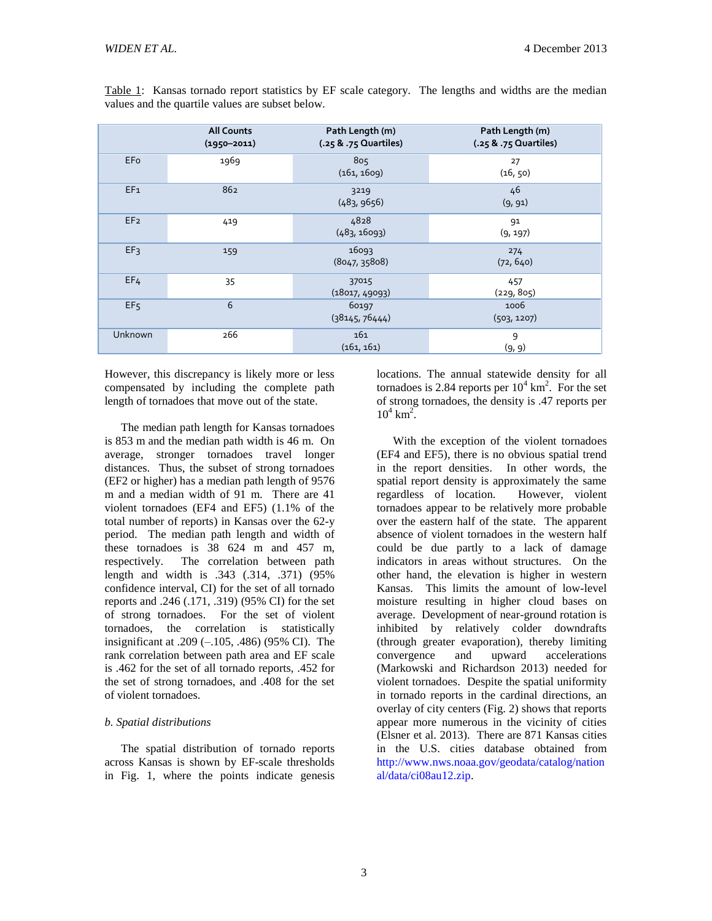Table 1: Kansas tornado report statistics by EF scale category. The lengths and widths are the median values and the quartile values are subset below.

| | All Counts (1950–2011) | Path Length (m) (.25 & .75 Quartiles) | Path Length (m) (.25 & .75 Quartiles) |
|---|---|---|---|
| EF0 | 1969 | 805 (161, 1609) | 27 (16, 50) |
| EF1 | 862 | 3219 (483, 9656) | 46 (9, 91) |
| EF2 | 419 | 4828 (483, 16093) | 91 (9, 197) |
| EF3 | 159 | 16093 (8047, 35808) | 274 (72, 640) |
| EF4 | 35 | 37015 (18017, 49093) | 457 (229, 805) |
| EF5 | 6 | 60197 (38145, 76444) | 1006 (503, 1207) |
| Unknown | 266 | 161 (161, 161) | 9 (9, 9) |

However, this discrepancy is likely more or less compensated by including the complete path length of tornadoes that move out of the state.

The median path length for Kansas tornadoes is 853 m and the median path width is 46 m. On average, stronger tornadoes travel longer distances. Thus, the subset of strong tornadoes (EF2 or higher) has a median path length of 9576 m and a median width of 91 m. There are 41 violent tornadoes (EF4 and EF5) (1.1% of the total number of reports) in Kansas over the 62-y period. The median path length and width of these tornadoes is 38 624 m and 457 m, respectively. The correlation between path length and width is .343 (.314, .371) (95% confidence interval, CI) for the set of all tornado reports and .246 (.171, .319) (95% CI) for the set of strong tornadoes. For the set of violent tornadoes, the correlation is statistically insignificant at .209 (–.105, .486) (95% CI). The rank correlation between path area and EF scale is .462 for the set of all tornado reports, .452 for the set of strong tornadoes, and .408 for the set of violent tornadoes.

*b. Spatial distributions*

The spatial distribution of tornado reports across Kansas is shown by EF-scale thresholds in Fig. 1, where the points indicate genesis locations. The annual statewide density for all tornadoes is 2.84 reports per $10^4$ km$^2$. For the set of strong tornadoes, the density is .47 reports per $10^4$ km$^2$.

With the exception of the violent tornadoes (EF4 and EF5), there is no obvious spatial trend in the report densities. In other words, the spatial report density is approximately the same regardless of location. However, violent tornadoes appear to be relatively more probable over the eastern half of the state. The apparent absence of violent tornadoes in the western half could be due partly to a lack of damage indicators in areas without structures. On the other hand, the elevation is higher in western Kansas. This limits the amount of low-level moisture resulting in higher cloud bases on average. Development of near-ground rotation is inhibited by relatively colder downdrafts (through greater evaporation), thereby limiting convergence and upward accelerations (Markowski and Richardson 2013) needed for violent tornadoes. Despite the spatial uniformity in tornado reports in the cardinal directions, an overlay of city centers (Fig. 2) shows that reports appear more numerous in the vicinity of cities (Elsner et al. 2013). There are 871 Kansas cities in the U.S. cities database obtained from http://www.nws.noaa.gov/geodata/catalog/national/data/ci08au12.zip.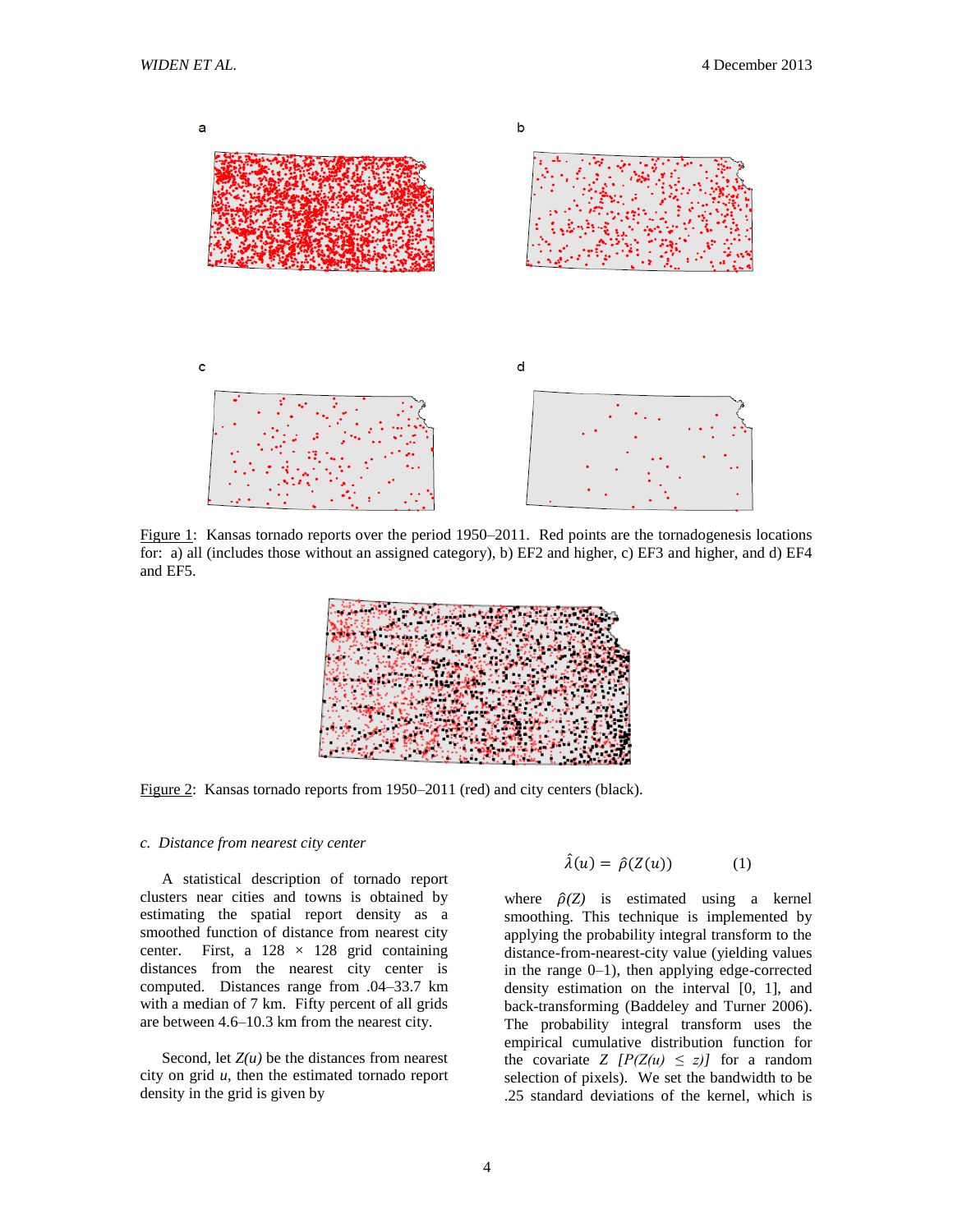Figure 1: Kansas tornado reports over the period 1950–2011. Red points are the tornadogenesis locations for: a) all (includes those without an assigned category), b) EF2 and higher, c) EF3 and higher, and d) EF4 and EF5.

Figure 2: Kansas tornado reports from 1950–2011 (red) and city centers (black).

*c. Distance from nearest city center*

A statistical description of tornado report clusters near cities and towns is obtained by estimating the spatial report density as a smoothed function of distance from nearest city center. First, a 128 × 128 grid containing distances from the nearest city center is computed. Distances range from .04–33.7 km with a median of 7 km. Fifty percent of all grids are between 4.6–10.3 km from the nearest city.

Second, let $Z(u)$ be the distances from nearest city on grid $u$, then the estimated tornado report density in the grid is given by

$$\hat{\lambda}(u) = \hat{\rho}(Z(u)) \qquad (1)$$

where $\hat{\rho}(Z)$ is estimated using a kernel smoothing. This technique is implemented by applying the probability integral transform to the distance-from-nearest-city value (yielding values in the range 0–1), then applying edge-corrected density estimation on the interval [0, 1], and back-transforming (Baddeley and Turner 2006). The probability integral transform uses the empirical cumulative distribution function for the covariate $Z$ $[P(Z(u) \leq z)]$ for a random selection of pixels). We set the bandwidth to be .25 standard deviations of the kernel, which is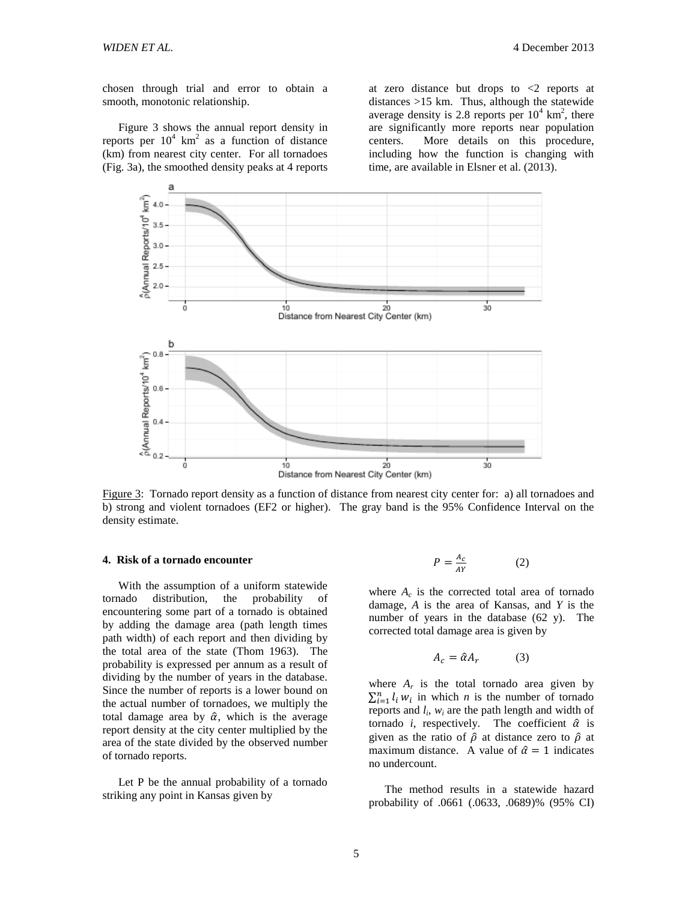chosen through trial and error to obtain a smooth, monotonic relationship.

Figure 3 shows the annual report density in reports per $10^4$ km$^2$ as a function of distance (km) from nearest city center. For all tornadoes (Fig. 3a), the smoothed density peaks at 4 reports at zero distance but drops to <2 reports at distances >15 km. Thus, although the statewide average density is 2.8 reports per $10^4$ km$^2$, there are significantly more reports near population centers. More details on this procedure, including how the function is changing with time, are available in Elsner et al. (2013).

Figure 3: Tornado report density as a function of distance from nearest city center for: a) all tornadoes and b) strong and violent tornadoes (EF2 or higher). The gray band is the 95% Confidence Interval on the density estimate.

## 4. Risk of a tornado encounter

With the assumption of a uniform statewide tornado distribution, the probability of encountering some part of a tornado is obtained by adding the damage area (path length times path width) of each report and then dividing by the total area of the state (Thom 1963). The probability is expressed per annum as a result of dividing by the number of years in the database. Since the number of reports is a lower bound on the actual number of tornadoes, we multiply the total damage area by $\hat{\alpha}$, which is the average report density at the city center multiplied by the area of the state divided by the observed number of tornado reports.

Let P be the annual probability of a tornado striking any point in Kansas given by

$$P = \frac{A_c}{AY} \qquad (2)$$

where $A_c$ is the corrected total area of tornado damage, $A$ is the area of Kansas, and $Y$ is the number of years in the database (62 y). The corrected total damage area is given by

$$A_c = \hat{\alpha} A_r \qquad (3)$$

where $A_r$ is the total tornado area given by $\sum_{i=1}^{n} l_i w_i$ in which $n$ is the number of tornado reports and $l_i$, $w_i$ are the path length and width of tornado $i$, respectively. The coefficient $\hat{\alpha}$ is given as the ratio of $\hat{\rho}$ at distance zero to $\hat{\rho}$ at maximum distance. A value of $\hat{\alpha} = 1$ indicates no undercount.

The method results in a statewide hazard probability of .0661 (.0633, .0689)% (95% CI)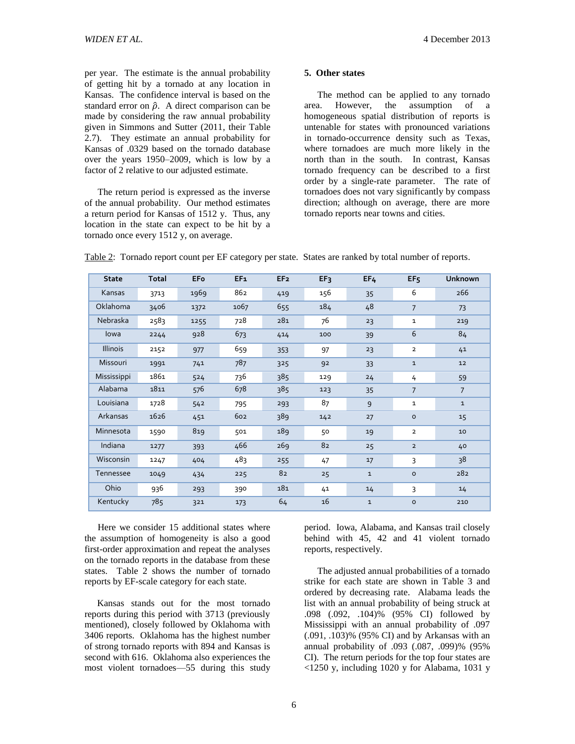per year. The estimate is the annual probability of getting hit by a tornado at any location in Kansas. The confidence interval is based on the standard error on $\hat{\rho}$. A direct comparison can be made by considering the raw annual probability given in Simmons and Sutter (2011, their Table 2.7). They estimate an annual probability for Kansas of .0329 based on the tornado database over the years 1950–2009, which is low by a factor of 2 relative to our adjusted estimate.

The return period is expressed as the inverse of the annual probability. Our method estimates a return period for Kansas of 1512 y. Thus, any location in the state can expect to be hit by a tornado once every 1512 y, on average.

## 5. Other states

The method can be applied to any tornado area. However, the assumption of a homogeneous spatial distribution of reports is untenable for states with pronounced variations in tornado-occurrence density such as Texas, where tornadoes are much more likely in the north than in the south. In contrast, Kansas tornado frequency can be described to a first order by a single-rate parameter. The rate of tornadoes does not vary significantly by compass direction; although on average, there are more tornado reports near towns and cities.

Table 2: Tornado report count per EF category per state. States are ranked by total number of reports.

| State | Total | EF0 | EF1 | EF2 | EF3 | EF4 | EF5 | Unknown |
|---|---|---|---|---|---|---|---|---|
| Kansas | 3713 | 1969 | 862 | 419 | 156 | 35 | 6 | 266 |
| Oklahoma | 3406 | 1372 | 1067 | 655 | 184 | 48 | 7 | 73 |
| Nebraska | 2583 | 1255 | 728 | 281 | 76 | 23 | 1 | 219 |
| Iowa | 2244 | 928 | 673 | 414 | 100 | 39 | 6 | 84 |
| Illinois | 2152 | 977 | 659 | 353 | 97 | 23 | 2 | 41 |
| Missouri | 1991 | 741 | 787 | 325 | 92 | 33 | 1 | 12 |
| Mississippi | 1861 | 524 | 736 | 385 | 129 | 24 | 4 | 59 |
| Alabama | 1811 | 576 | 678 | 385 | 123 | 35 | 7 | 7 |
| Louisiana | 1728 | 542 | 795 | 293 | 87 | 9 | 1 | 1 |
| Arkansas | 1626 | 451 | 602 | 389 | 142 | 27 | 0 | 15 |
| Minnesota | 1590 | 819 | 501 | 189 | 50 | 19 | 2 | 10 |
| Indiana | 1277 | 393 | 466 | 269 | 82 | 25 | 2 | 40 |
| Wisconsin | 1247 | 404 | 483 | 255 | 47 | 17 | 3 | 38 |
| Tennessee | 1049 | 434 | 225 | 82 | 25 | 1 | 0 | 282 |
| Ohio | 936 | 293 | 390 | 181 | 41 | 14 | 3 | 14 |
| Kentucky | 785 | 321 | 173 | 64 | 16 | 1 | 0 | 210 |

Here we consider 15 additional states where the assumption of homogeneity is also a good first-order approximation and repeat the analyses on the tornado reports in the database from these states. Table 2 shows the number of tornado reports by EF-scale category for each state.

Kansas stands out for the most tornado reports during this period with 3713 (previously mentioned), closely followed by Oklahoma with 3406 reports. Oklahoma has the highest number of strong tornado reports with 894 and Kansas is second with 616. Oklahoma also experiences the most violent tornadoes—55 during this study period. Iowa, Alabama, and Kansas trail closely behind with 45, 42 and 41 violent tornado reports, respectively.

The adjusted annual probabilities of a tornado strike for each state are shown in Table 3 and ordered by decreasing rate. Alabama leads the list with an annual probability of being struck at .098 (.092, .104)% (95% CI) followed by Mississippi with an annual probability of .097 (.091, .103)% (95% CI) and by Arkansas with an annual probability of .093 (.087, .099)% (95% CI). The return periods for the top four states are <1250 y, including 1020 y for Alabama, 1031 y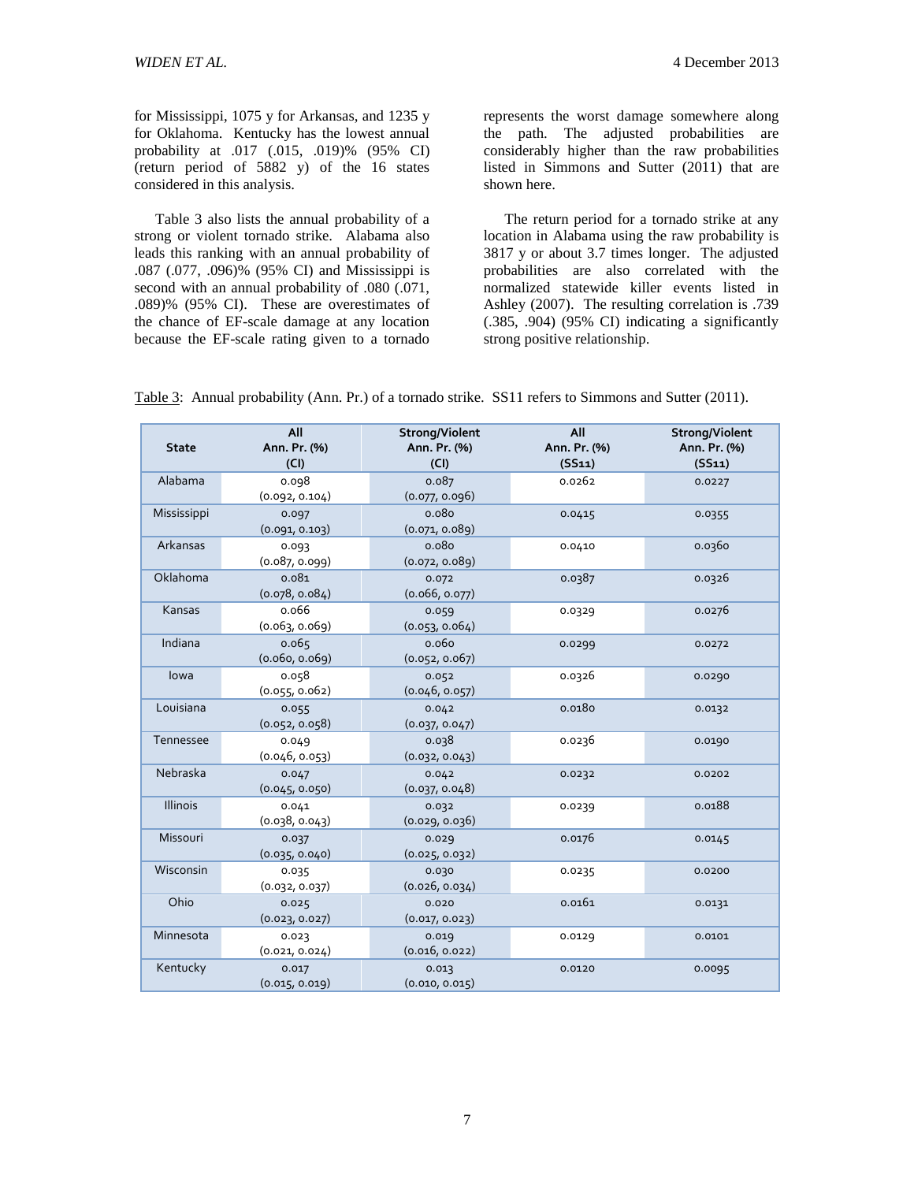for Mississippi, 1075 y for Arkansas, and 1235 y for Oklahoma. Kentucky has the lowest annual probability at .017 (.015, .019)% (95% CI) (return period of 5882 y) of the 16 states considered in this analysis.

Table 3 also lists the annual probability of a strong or violent tornado strike. Alabama also leads this ranking with an annual probability of .087 (.077, .096)% (95% CI) and Mississippi is second with an annual probability of .080 (.071, .089)% (95% CI). These are overestimates of the chance of EF-scale damage at any location because the EF-scale rating given to a tornado represents the worst damage somewhere along the path. The adjusted probabilities are considerably higher than the raw probabilities listed in Simmons and Sutter (2011) that are shown here.

The return period for a tornado strike at any location in Alabama using the raw probability is 3817 y or about 3.7 times longer. The adjusted probabilities are also correlated with the normalized statewide killer events listed in Ashley (2007). The resulting correlation is .739 (.385, .904) (95% CI) indicating a significantly strong positive relationship.

Table 3: Annual probability (Ann. Pr.) of a tornado strike. SS11 refers to Simmons and Sutter (2011).

| State | All Ann. Pr. (%) (CI) | Strong/Violent Ann. Pr. (%) (CI) | All Ann. Pr. (%) (SS11) | Strong/Violent Ann. Pr. (%) (SS11) |
|---|---|---|---|---|
| Alabama | 0.098 (0.092, 0.104) | 0.087 (0.077, 0.096) | 0.0262 | 0.0227 |
| Mississippi | 0.097 (0.091, 0.103) | 0.080 (0.071, 0.089) | 0.0415 | 0.0355 |
| Arkansas | 0.093 (0.087, 0.099) | 0.080 (0.072, 0.089) | 0.0410 | 0.0360 |
| Oklahoma | 0.081 (0.078, 0.084) | 0.072 (0.066, 0.077) | 0.0387 | 0.0326 |
| Kansas | 0.066 (0.063, 0.069) | 0.059 (0.053, 0.064) | 0.0329 | 0.0276 |
| Indiana | 0.065 (0.060, 0.069) | 0.060 (0.052, 0.067) | 0.0299 | 0.0272 |
| Iowa | 0.058 (0.055, 0.062) | 0.052 (0.046, 0.057) | 0.0326 | 0.0290 |
| Louisiana | 0.055 (0.052, 0.058) | 0.042 (0.037, 0.047) | 0.0180 | 0.0132 |
| Tennessee | 0.049 (0.046, 0.053) | 0.038 (0.032, 0.043) | 0.0236 | 0.0190 |
| Nebraska | 0.047 (0.045, 0.050) | 0.042 (0.037, 0.048) | 0.0232 | 0.0202 |
| Illinois | 0.041 (0.038, 0.043) | 0.032 (0.029, 0.036) | 0.0239 | 0.0188 |
| Missouri | 0.037 (0.035, 0.040) | 0.029 (0.025, 0.032) | 0.0176 | 0.0145 |
| Wisconsin | 0.035 (0.032, 0.037) | 0.030 (0.026, 0.034) | 0.0235 | 0.0200 |
| Ohio | 0.025 (0.023, 0.027) | 0.020 (0.017, 0.023) | 0.0161 | 0.0131 |
| Minnesota | 0.023 (0.021, 0.024) | 0.019 (0.016, 0.022) | 0.0129 | 0.0101 |
| Kentucky | 0.017 (0.015, 0.019) | 0.013 (0.010, 0.015) | 0.0120 | 0.0095 |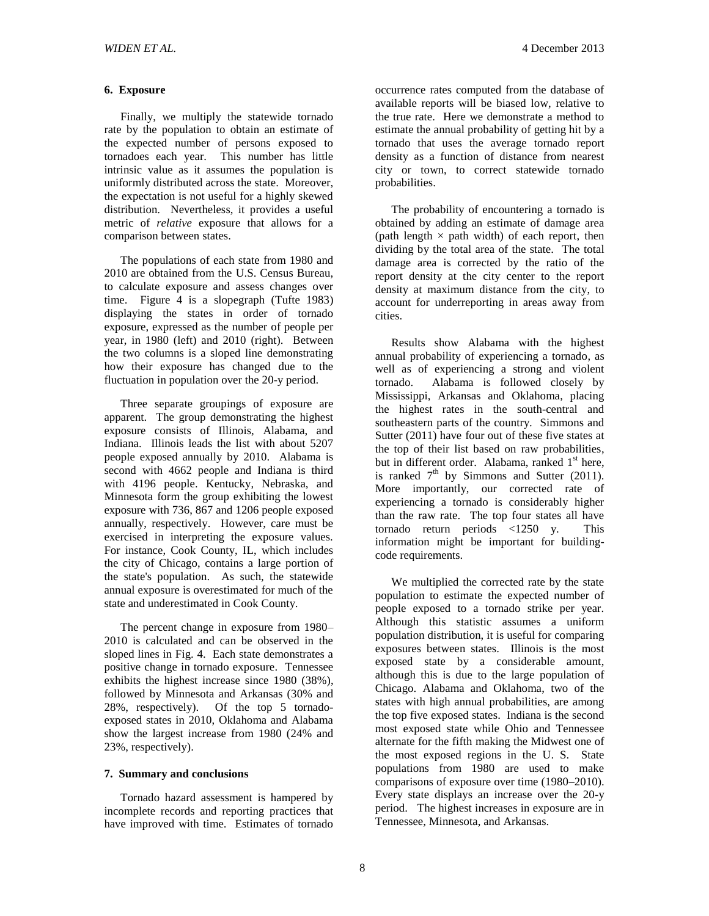## 6. Exposure

Finally, we multiply the statewide tornado rate by the population to obtain an estimate of the expected number of persons exposed to tornadoes each year. This number has little intrinsic value as it assumes the population is uniformly distributed across the state. Moreover, the expectation is not useful for a highly skewed distribution. Nevertheless, it provides a useful metric of *relative* exposure that allows for a comparison between states.

The populations of each state from 1980 and 2010 are obtained from the U.S. Census Bureau, to calculate exposure and assess changes over time. Figure 4 is a slopegraph (Tufte 1983) displaying the states in order of tornado exposure, expressed as the number of people per year, in 1980 (left) and 2010 (right). Between the two columns is a sloped line demonstrating how their exposure has changed due to the fluctuation in population over the 20-y period.

Three separate groupings of exposure are apparent. The group demonstrating the highest exposure consists of Illinois, Alabama, and Indiana. Illinois leads the list with about 5207 people exposed annually by 2010. Alabama is second with 4662 people and Indiana is third with 4196 people. Kentucky, Nebraska, and Minnesota form the group exhibiting the lowest exposure with 736, 867 and 1206 people exposed annually, respectively. However, care must be exercised in interpreting the exposure values. For instance, Cook County, IL, which includes the city of Chicago, contains a large portion of the state's population. As such, the statewide annual exposure is overestimated for much of the state and underestimated in Cook County.

The percent change in exposure from 1980–2010 is calculated and can be observed in the sloped lines in Fig. 4. Each state demonstrates a positive change in tornado exposure. Tennessee exhibits the highest increase since 1980 (38%), followed by Minnesota and Arkansas (30% and 28%, respectively). Of the top 5 tornado-exposed states in 2010, Oklahoma and Alabama show the largest increase from 1980 (24% and 23%, respectively).

## 7. Summary and conclusions

Tornado hazard assessment is hampered by incomplete records and reporting practices that have improved with time. Estimates of tornado occurrence rates computed from the database of available reports will be biased low, relative to the true rate. Here we demonstrate a method to estimate the annual probability of getting hit by a tornado that uses the average tornado report density as a function of distance from nearest city or town, to correct statewide tornado probabilities.

The probability of encountering a tornado is obtained by adding an estimate of damage area (path length × path width) of each report, then dividing by the total area of the state. The total damage area is corrected by the ratio of the report density at the city center to the report density at maximum distance from the city, to account for underreporting in areas away from cities.

Results show Alabama with the highest annual probability of experiencing a tornado, as well as of experiencing a strong and violent tornado. Alabama is followed closely by Mississippi, Arkansas and Oklahoma, placing the highest rates in the south-central and southeastern parts of the country. Simmons and Sutter (2011) have four out of these five states at the top of their list based on raw probabilities, but in different order. Alabama, ranked 1st here, is ranked 7th by Simmons and Sutter (2011). More importantly, our corrected rate of experiencing a tornado is considerably higher than the raw rate. The top four states all have tornado return periods <1250 y. This information might be important for building-code requirements.

We multiplied the corrected rate by the state population to estimate the expected number of people exposed to a tornado strike per year. Although this statistic assumes a uniform population distribution, it is useful for comparing exposures between states. Illinois is the most exposed state by a considerable amount, although this is due to the large population of Chicago. Alabama and Oklahoma, two of the states with high annual probabilities, are among the top five exposed states. Indiana is the second most exposed state while Ohio and Tennessee alternate for the fifth making the Midwest one of the most exposed regions in the U. S. State populations from 1980 are used to make comparisons of exposure over time (1980–2010). Every state displays an increase over the 20-y period. The highest increases in exposure are in Tennessee, Minnesota, and Arkansas.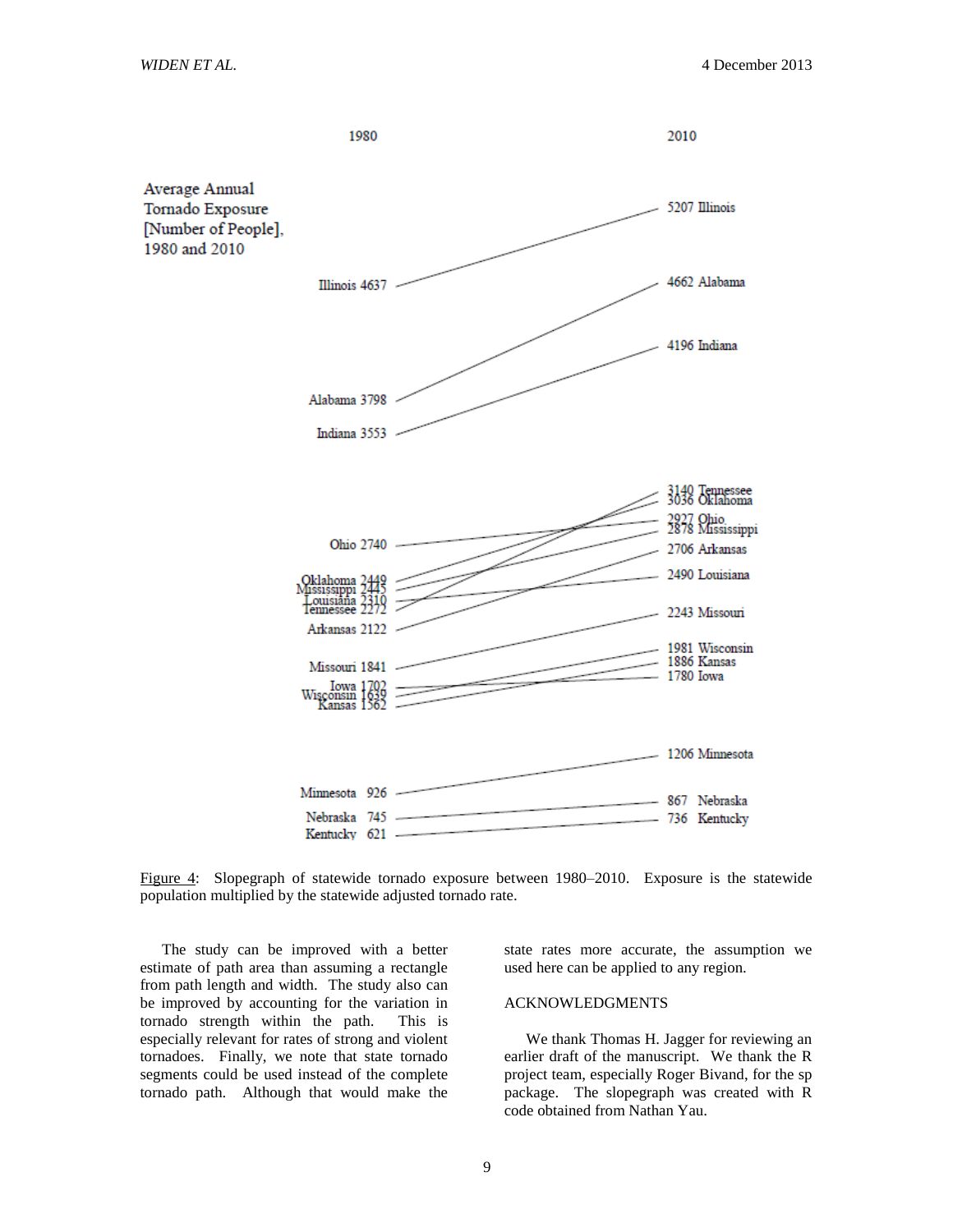Average Annual Tornado Exposure [Number of People], 1980 and 2010

| State | 1980 | 2010 |
|---|---|---|
| Illinois | 4637 | 5207 |
| Alabama | 3798 | 4662 |
| Indiana | 3553 | 4196 |
| Ohio | 2740 | 2927 |
| Oklahoma | 2449 | 3036 |
| Mississippi | 2445 | 2878 |
| Louisiana | 2310 | 2490 |
| Tennessee | 2272 | 3140 |
| Arkansas | 2122 | 2706 |
| Missouri | 1841 | 2243 |
| Iowa | 1702 | 1780 |
| Wisconsin | 1639 | 1981 |
| Kansas | 1562 | 1886 |
| Minnesota | 926 | 1206 |
| Nebraska | 745 | 867 |
| Kentucky | 621 | 736 |

Figure 4: Slopegraph of statewide tornado exposure between 1980–2010. Exposure is the statewide population multiplied by the statewide adjusted tornado rate.

The study can be improved with a better estimate of path area than assuming a rectangle from path length and width. The study also can be improved by accounting for the variation in tornado strength within the path. This is especially relevant for rates of strong and violent tornadoes. Finally, we note that state tornado segments could be used instead of the complete tornado path. Although that would make the state rates more accurate, the assumption we used here can be applied to any region.

## ACKNOWLEDGMENTS

We thank Thomas H. Jagger for reviewing an earlier draft of the manuscript. We thank the R project team, especially Roger Bivand, for the sp package. The slopegraph was created with R code obtained from Nathan Yau.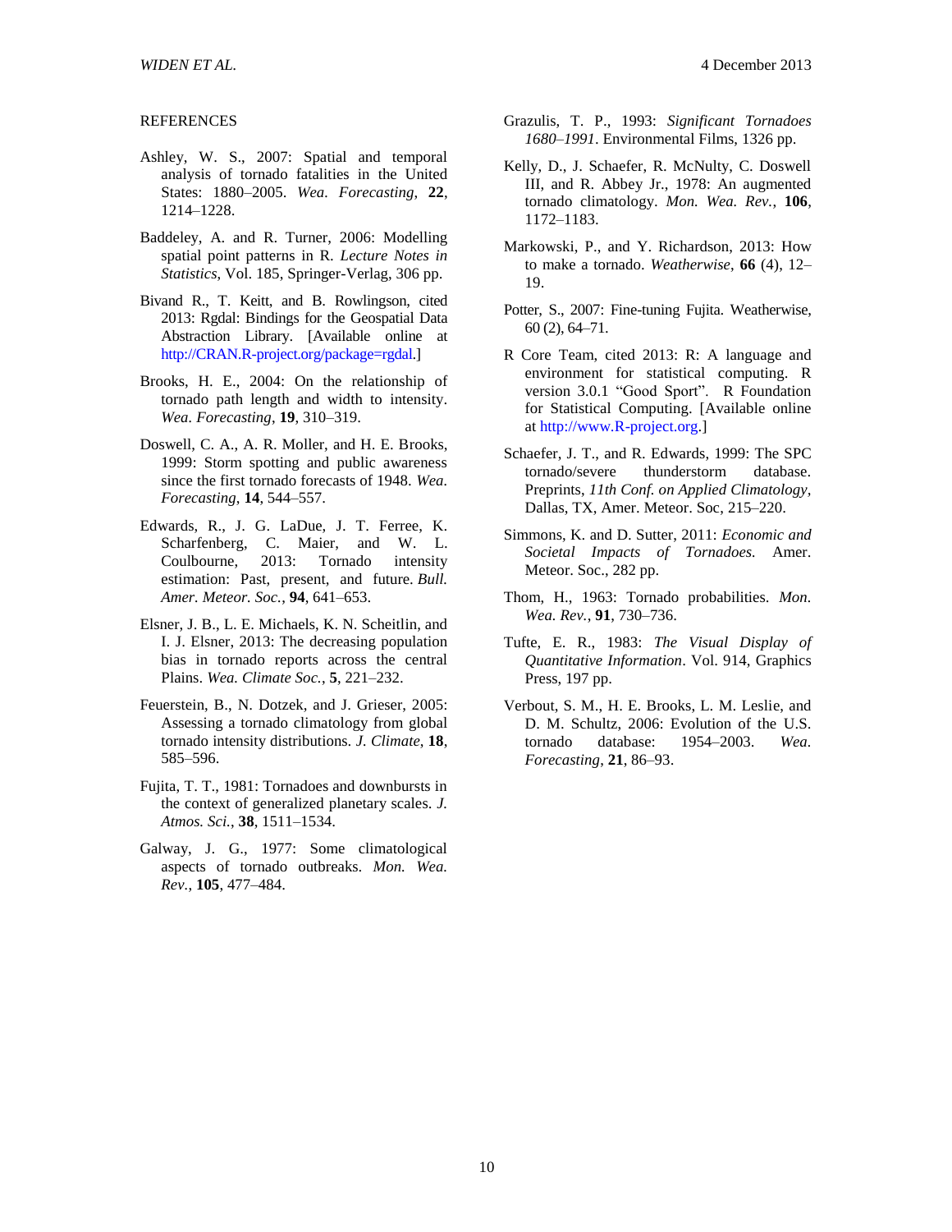REFERENCES

Ashley, W. S., 2007: Spatial and temporal analysis of tornado fatalities in the United States: 1880–2005. *Wea. Forecasting*, **22**, 1214–1228.

Baddeley, A. and R. Turner, 2006: Modelling spatial point patterns in R. *Lecture Notes in Statistics*, Vol. 185, Springer-Verlag, 306 pp.

Bivand R., T. Keitt, and B. Rowlingson, cited 2013: Rgdal: Bindings for the Geospatial Data Abstraction Library. [Available online at http://CRAN.R-project.org/package=rgdal.]

Brooks, H. E., 2004: On the relationship of tornado path length and width to intensity. *Wea. Forecasting*, **19**, 310–319.

Doswell, C. A., A. R. Moller, and H. E. Brooks, 1999: Storm spotting and public awareness since the first tornado forecasts of 1948. *Wea. Forecasting*, **14**, 544–557.

Edwards, R., J. G. LaDue, J. T. Ferree, K. Scharfenberg, C. Maier, and W. L. Coulbourne, 2013: Tornado intensity estimation: Past, present, and future. *Bull. Amer. Meteor. Soc.*, **94**, 641–653.

Elsner, J. B., L. E. Michaels, K. N. Scheitlin, and I. J. Elsner, 2013: The decreasing population bias in tornado reports across the central Plains. *Wea. Climate Soc.*, **5**, 221–232.

Feuerstein, B., N. Dotzek, and J. Grieser, 2005: Assessing a tornado climatology from global tornado intensity distributions. *J. Climate*, **18**, 585–596.

Fujita, T. T., 1981: Tornadoes and downbursts in the context of generalized planetary scales. *J. Atmos. Sci.*, **38**, 1511–1534.

Galway, J. G., 1977: Some climatological aspects of tornado outbreaks. *Mon. Wea. Rev.*, **105**, 477–484.

Grazulis, T. P., 1993: *Significant Tornadoes 1680–1991*. Environmental Films, 1326 pp.

Kelly, D., J. Schaefer, R. McNulty, C. Doswell III, and R. Abbey Jr., 1978: An augmented tornado climatology. *Mon. Wea. Rev.*, **106**, 1172–1183.

Markowski, P., and Y. Richardson, 2013: How to make a tornado. *Weatherwise*, **66** (4), 12–19.

Potter, S., 2007: Fine-tuning Fujita. Weatherwise, 60 (2), 64–71.

R Core Team, cited 2013: R: A language and environment for statistical computing. R version 3.0.1 "Good Sport". R Foundation for Statistical Computing. [Available online at http://www.R-project.org.]

Schaefer, J. T., and R. Edwards, 1999: The SPC tornado/severe thunderstorm database. Preprints, *11th Conf. on Applied Climatology*, Dallas, TX, Amer. Meteor. Soc, 215–220.

Simmons, K. and D. Sutter, 2011: *Economic and Societal Impacts of Tornadoes.* Amer. Meteor. Soc., 282 pp.

Thom, H., 1963: Tornado probabilities. *Mon. Wea. Rev.*, **91**, 730–736.

Tufte, E. R., 1983: *The Visual Display of Quantitative Information*. Vol. 914, Graphics Press, 197 pp.

Verbout, S. M., H. E. Brooks, L. M. Leslie, and D. M. Schultz, 2006: Evolution of the U.S. tornado database: 1954–2003. *Wea. Forecasting*, **21**, 86–93.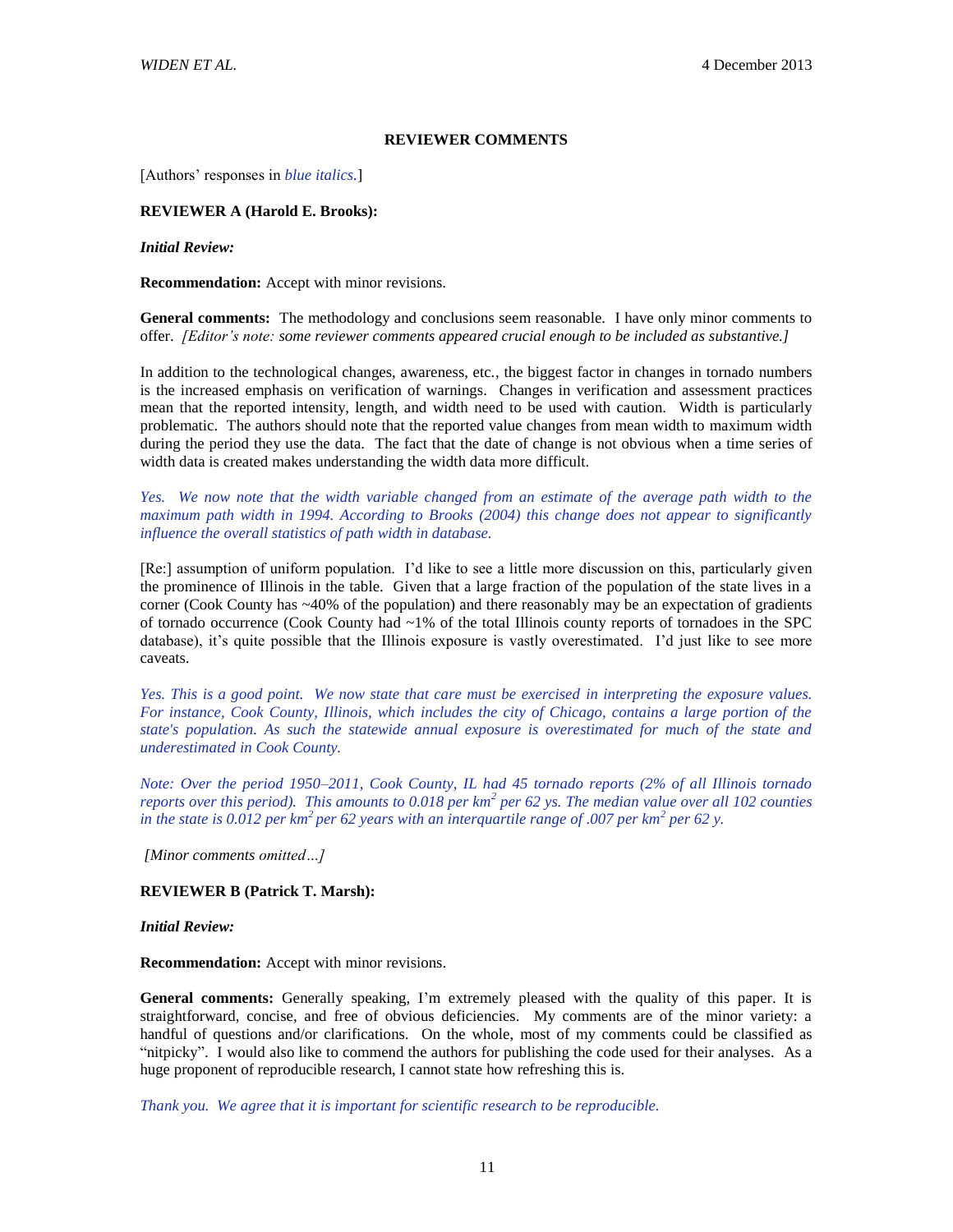**REVIEWER COMMENTS**

[Authors' responses in *blue italics.*]

**REVIEWER A (Harold E. Brooks):**

***Initial Review:***

**Recommendation:** Accept with minor revisions.

**General comments:** The methodology and conclusions seem reasonable. I have only minor comments to offer. *[Editor's note: some reviewer comments appeared crucial enough to be included as substantive.]*

In addition to the technological changes, awareness, etc., the biggest factor in changes in tornado numbers is the increased emphasis on verification of warnings. Changes in verification and assessment practices mean that the reported intensity, length, and width need to be used with caution. Width is particularly problematic. The authors should note that the reported value changes from mean width to maximum width during the period they use the data. The fact that the date of change is not obvious when a time series of width data is created makes understanding the width data more difficult.

*Yes. We now note that the width variable changed from an estimate of the average path width to the maximum path width in 1994. According to Brooks (2004) this change does not appear to significantly influence the overall statistics of path width in database.*

[Re:] assumption of uniform population. I'd like to see a little more discussion on this, particularly given the prominence of Illinois in the table. Given that a large fraction of the population of the state lives in a corner (Cook County has ~40% of the population) and there reasonably may be an expectation of gradients of tornado occurrence (Cook County had ~1% of the total Illinois county reports of tornadoes in the SPC database), it's quite possible that the Illinois exposure is vastly overestimated. I'd just like to see more caveats.

*Yes. This is a good point. We now state that care must be exercised in interpreting the exposure values. For instance, Cook County, Illinois, which includes the city of Chicago, contains a large portion of the state's population. As such the statewide annual exposure is overestimated for much of the state and underestimated in Cook County.*

*Note: Over the period 1950–2011, Cook County, IL had 45 tornado reports (2% of all Illinois tornado reports over this period). This amounts to 0.018 per km$^2$ per 62 ys. The median value over all 102 counties in the state is 0.012 per km$^2$ per 62 years with an interquartile range of .007 per km$^2$ per 62 y.*

*[Minor comments omitted…]*

**REVIEWER B (Patrick T. Marsh):**

***Initial Review:***

**Recommendation:** Accept with minor revisions.

**General comments:** Generally speaking, I'm extremely pleased with the quality of this paper. It is straightforward, concise, and free of obvious deficiencies. My comments are of the minor variety: a handful of questions and/or clarifications. On the whole, most of my comments could be classified as "nitpicky". I would also like to commend the authors for publishing the code used for their analyses. As a huge proponent of reproducible research, I cannot state how refreshing this is.

*Thank you. We agree that it is important for scientific research to be reproducible.*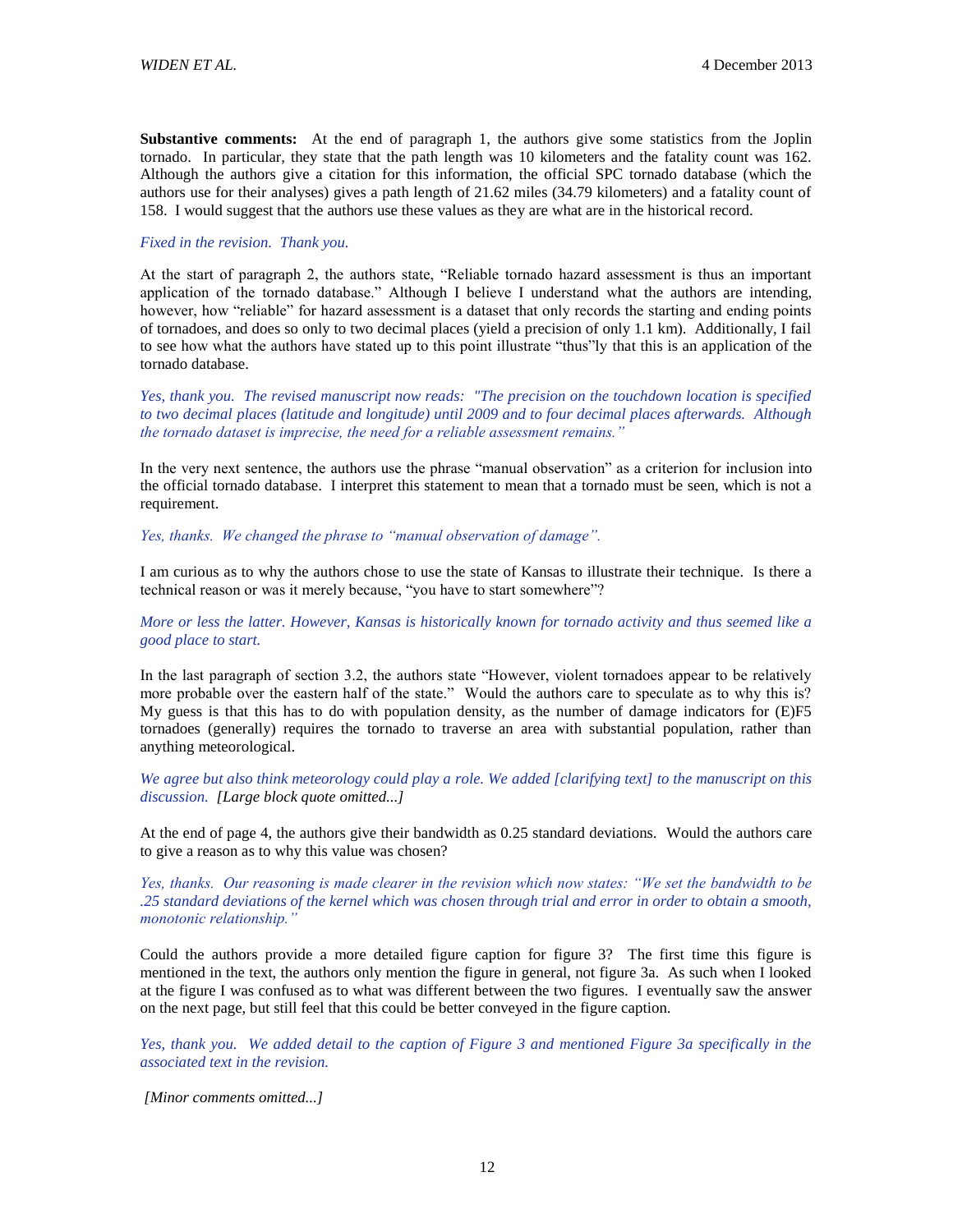**Substantive comments:** At the end of paragraph 1, the authors give some statistics from the Joplin tornado. In particular, they state that the path length was 10 kilometers and the fatality count was 162. Although the authors give a citation for this information, the official SPC tornado database (which the authors use for their analyses) gives a path length of 21.62 miles (34.79 kilometers) and a fatality count of 158. I would suggest that the authors use these values as they are what are in the historical record.

*Fixed in the revision. Thank you.*

At the start of paragraph 2, the authors state, "Reliable tornado hazard assessment is thus an important application of the tornado database." Although I believe I understand what the authors are intending, however, how "reliable" for hazard assessment is a dataset that only records the starting and ending points of tornadoes, and does so only to two decimal places (yield a precision of only 1.1 km). Additionally, I fail to see how what the authors have stated up to this point illustrate "thus"ly that this is an application of the tornado database.

*Yes, thank you. The revised manuscript now reads: "The precision on the touchdown location is specified to two decimal places (latitude and longitude) until 2009 and to four decimal places afterwards. Although the tornado dataset is imprecise, the need for a reliable assessment remains."*

In the very next sentence, the authors use the phrase "manual observation" as a criterion for inclusion into the official tornado database. I interpret this statement to mean that a tornado must be seen, which is not a requirement.

*Yes, thanks. We changed the phrase to "manual observation of damage".*

I am curious as to why the authors chose to use the state of Kansas to illustrate their technique. Is there a technical reason or was it merely because, "you have to start somewhere"?

*More or less the latter. However, Kansas is historically known for tornado activity and thus seemed like a good place to start.*

In the last paragraph of section 3.2, the authors state "However, violent tornadoes appear to be relatively more probable over the eastern half of the state." Would the authors care to speculate as to why this is? My guess is that this has to do with population density, as the number of damage indicators for (E)F5 tornadoes (generally) requires the tornado to traverse an area with substantial population, rather than anything meteorological.

*We agree but also think meteorology could play a role. We added [clarifying text] to the manuscript on this discussion. [Large block quote omitted...]*

At the end of page 4, the authors give their bandwidth as 0.25 standard deviations. Would the authors care to give a reason as to why this value was chosen?

*Yes, thanks. Our reasoning is made clearer in the revision which now states: "We set the bandwidth to be .25 standard deviations of the kernel which was chosen through trial and error in order to obtain a smooth, monotonic relationship."*

Could the authors provide a more detailed figure caption for figure 3? The first time this figure is mentioned in the text, the authors only mention the figure in general, not figure 3a. As such when I looked at the figure I was confused as to what was different between the two figures. I eventually saw the answer on the next page, but still feel that this could be better conveyed in the figure caption.

*Yes, thank you. We added detail to the caption of Figure 3 and mentioned Figure 3a specifically in the associated text in the revision.*

*[Minor comments omitted...]*